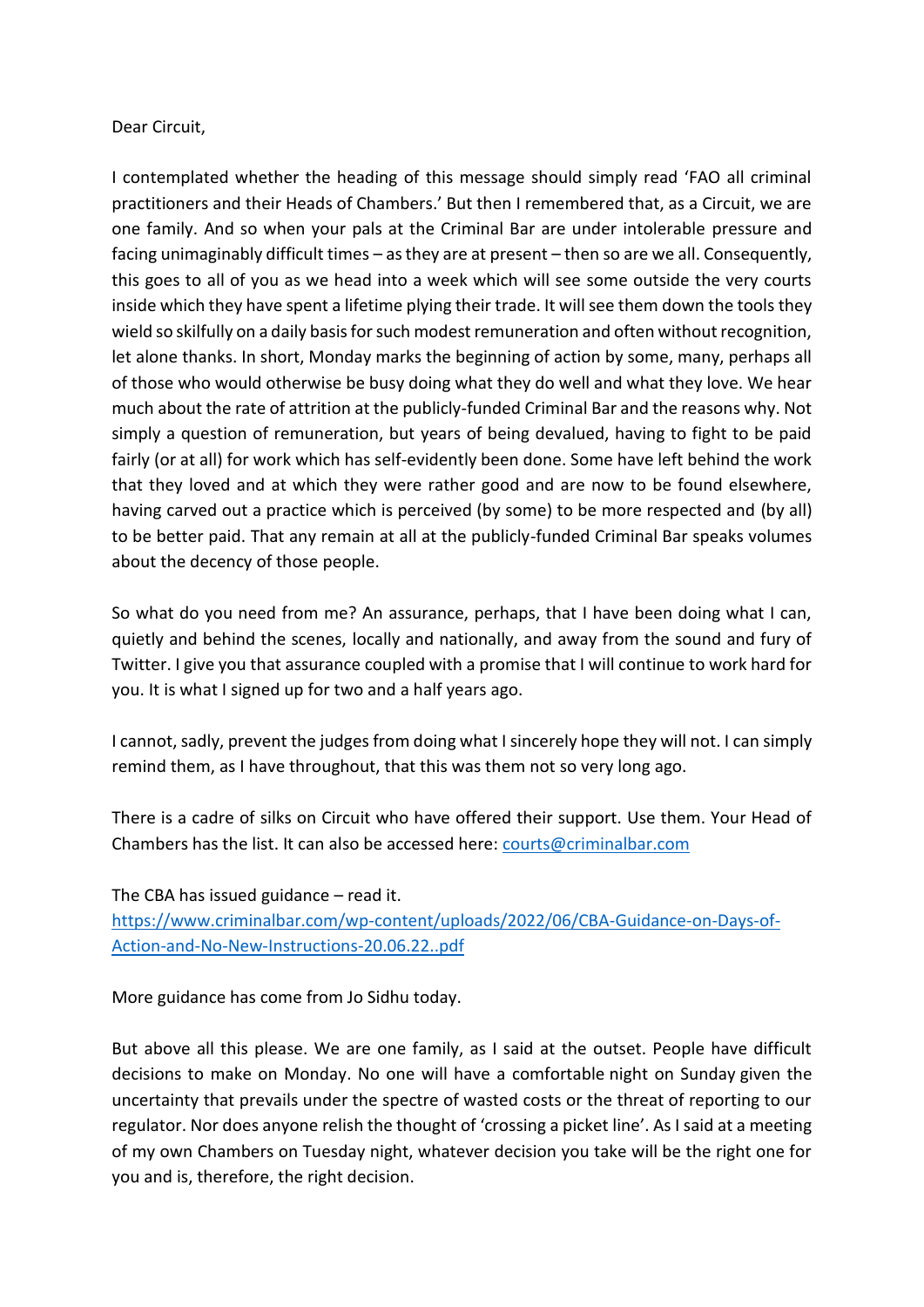Dear Circuit,

I contemplated whether the heading of this message should simply read 'FAO all criminal practitioners and their Heads of Chambers.' But then I remembered that, as a Circuit, we are one family. And so when your pals at the Criminal Bar are under intolerable pressure and facing unimaginably difficult times – as they are at present – then so are we all. Consequently, this goes to all of you as we head into a week which will see some outside the very courts inside which they have spent a lifetime plying their trade. It will see them down the tools they wield so skilfully on a daily basis for such modest remuneration and often without recognition, let alone thanks. In short, Monday marks the beginning of action by some, many, perhaps all of those who would otherwise be busy doing what they do well and what they love. We hear much about the rate of attrition at the publicly-funded Criminal Bar and the reasons why. Not simply a question of remuneration, but years of being devalued, having to fight to be paid fairly (or at all) for work which has self-evidently been done. Some have left behind the work that they loved and at which they were rather good and are now to be found elsewhere, having carved out a practice which is perceived (by some) to be more respected and (by all) to be better paid. That any remain at all at the publicly-funded Criminal Bar speaks volumes about the decency of those people.

So what do you need from me? An assurance, perhaps, that I have been doing what I can, quietly and behind the scenes, locally and nationally, and away from the sound and fury of Twitter. I give you that assurance coupled with a promise that I will continue to work hard for you. It is what I signed up for two and a half years ago.

I cannot, sadly, prevent the judges from doing what I sincerely hope they will not. I can simply remind them, as I have throughout, that this was them not so very long ago.

There is a cadre of silks on Circuit who have offered their support. Use them. Your Head of Chambers has the list. It can also be accessed here: [courts@criminalbar.com](mailto:courts@criminalbar.com)

The CBA has issued guidance – read it.
[https://www.criminalbar.com/wp-content/uploads/2022/06/CBA-Guidance-on-Days-of-Action-and-No-New-Instructions-20.06.22..pdf](https://www.criminalbar.com/wp-content/uploads/2022/06/CBA-Guidance-on-Days-of-Action-and-No-New-Instructions-20.06.22..pdf)

More guidance has come from Jo Sidhu today.

But above all this please. We are one family, as I said at the outset. People have difficult decisions to make on Monday. No one will have a comfortable night on Sunday given the uncertainty that prevails under the spectre of wasted costs or the threat of reporting to our regulator. Nor does anyone relish the thought of 'crossing a picket line'. As I said at a meeting of my own Chambers on Tuesday night, whatever decision you take will be the right one for you and is, therefore, the right decision.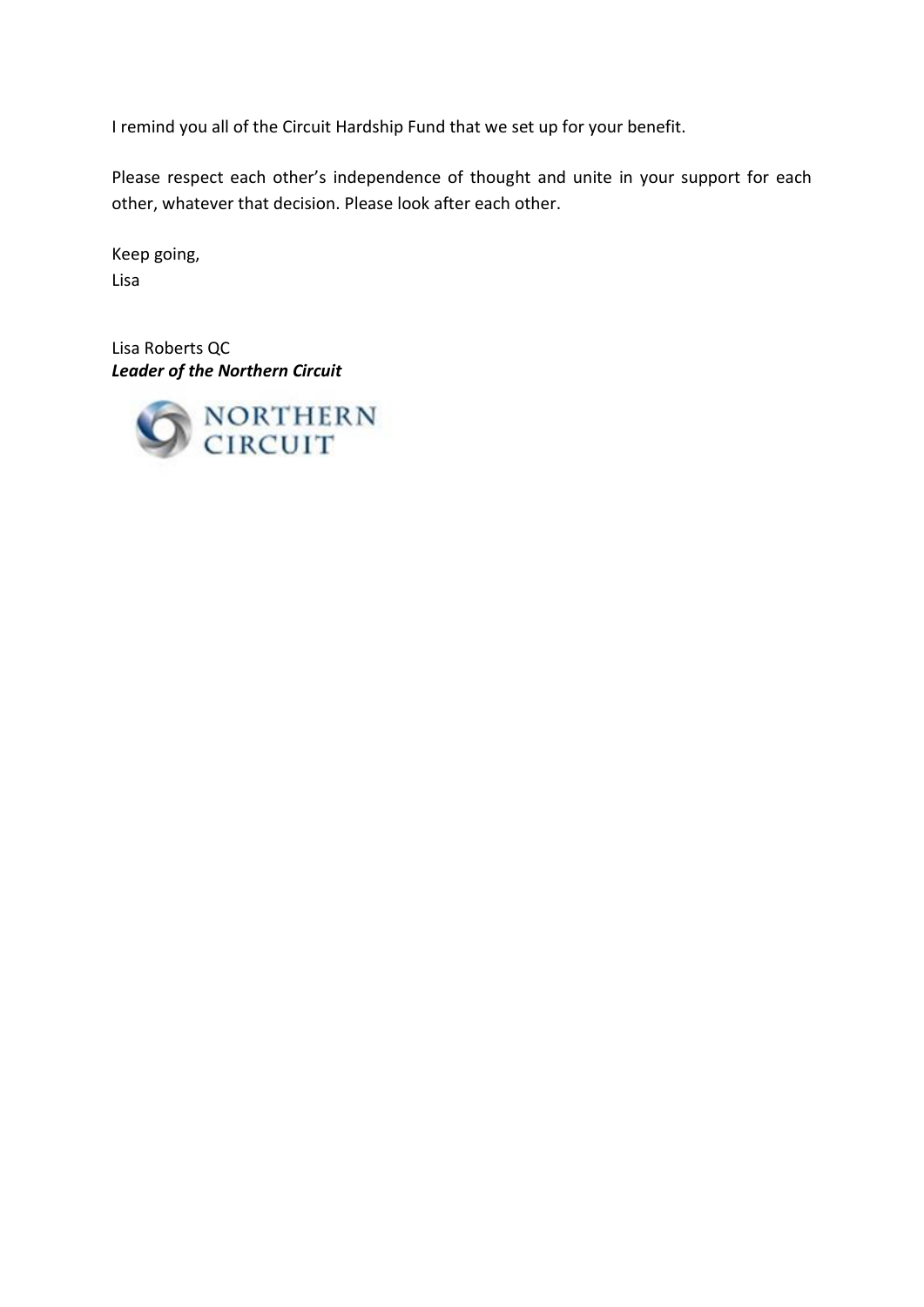I remind you all of the Circuit Hardship Fund that we set up for your benefit.

Please respect each other's independence of thought and unite in your support for each other, whatever that decision. Please look after each other.

Keep going,
Lisa

Lisa Roberts QC
***Leader of the Northern Circuit***

NORTHERN CIRCUIT